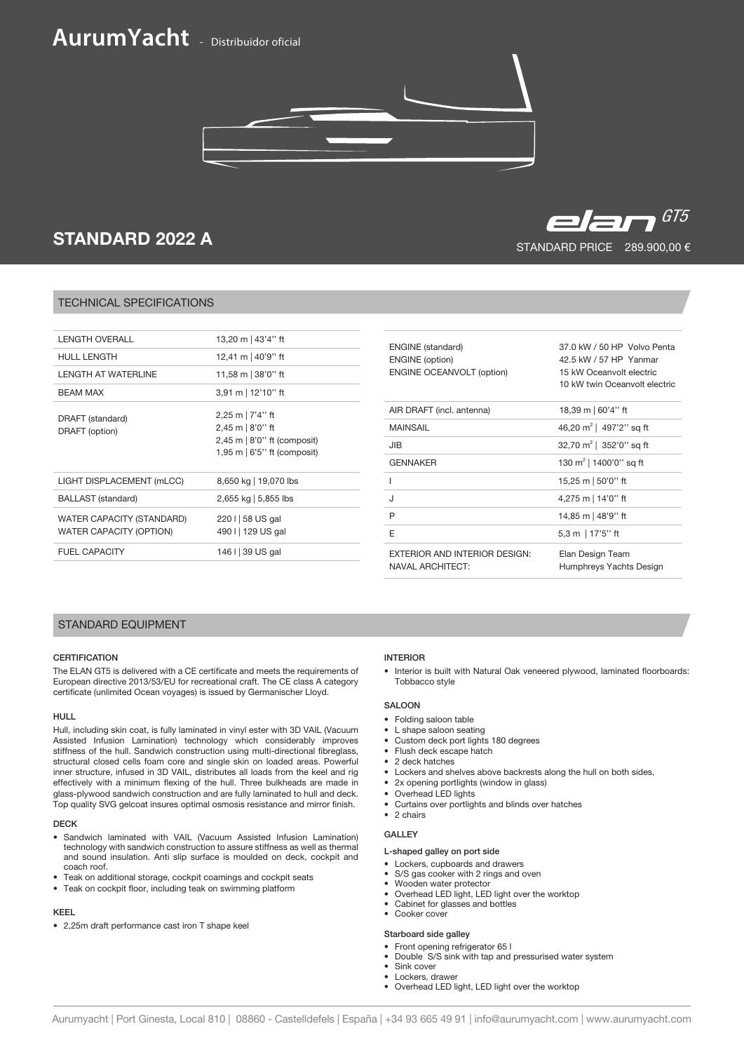# AurumYacht - Distribuidor oficial

## STANDARD 2022 A

elan GT5

STANDARD PRICE 289.900,00 €

## TECHNICAL SPECIFICATIONS

| | |
|---|---|
| LENGTH OVERALL | 13,20 m \| 43'4'' ft |
| HULL LENGTH | 12,41 m \| 40'9'' ft |
| LENGTH AT WATERLINE | 11,58 m \| 38'0'' ft |
| BEAM MAX | 3,91 m \| 12'10'' ft |
| DRAFT (standard)<br>DRAFT (option) | 2,25 m \| 7'4'' ft<br>2,45 m \| 8'0'' ft<br>2,45 m \| 8'0'' ft (composit)<br>1,95 m \| 6'5'' ft (composit) |
| LIGHT DISPLACEMENT (mLCC) | 8,650 kg \| 19,070 lbs |
| BALLAST (standard) | 2,655 kg \| 5,855 lbs |
| WATER CAPACITY (STANDARD)<br>WATER CAPACITY (OPTION) | 220 l \| 58 US gal<br>490 l \| 129 US gal |
| FUEL CAPACITY | 146 l \| 39 US gal |

| | |
|---|---|
| ENGINE (standard)<br>ENGINE (option)<br>ENGINE OCEANVOLT (option) | 37.0 kW / 50 HP Volvo Penta<br>42.5 kW / 57 HP Yanmar<br>15 kW Oceanvolt electric<br>10 kW twin Oceanvolt electric |
| AIR DRAFT (incl. antenna) | 18,39 m \| 60'4'' ft |
| MAINSAIL | 46,20 m² \| 497'2'' sq ft |
| JIB | 32,70 m² \| 352'0'' sq ft |
| GENNAKER | 130 m² \| 1400'0'' sq ft |
| I | 15,25 m \| 50'0'' ft |
| J | 4,275 m \| 14'0'' ft |
| P | 14,85 m \| 48'9'' ft |
| E | 5,3 m \| 17'5'' ft |
| EXTERIOR AND INTERIOR DESIGN:<br>NAVAL ARCHITECT: | Elan Design Team<br>Humphreys Yachts Design |

## STANDARD EQUIPMENT

### CERTIFICATION

The ELAN GT5 is delivered with a CE certificate and meets the requirements of European directive 2013/53/EU for recreational craft. The CE class A category certificate (unlimited Ocean voyages) is issued by Germanischer Lloyd.

### HULL

Hull, including skin coat, is fully laminated in vinyl ester with 3D VAIL (Vacuum Assisted Infusion Lamination) technology which considerably improves stiffness of the hull. Sandwich construction using multi-directional fibreglass, structural closed cells foam core and single skin on loaded areas. Powerful inner structure, infused in 3D VAIL, distributes all loads from the keel and rig effectively with a minimum flexing of the hull. Three bulkheads are made in glass-plywood sandwich construction and are fully laminated to hull and deck. Top quality SVG gelcoat insures optimal osmosis resistance and mirror finish.

### DECK

- Sandwich laminated with VAIL (Vacuum Assisted Infusion Lamination) technology with sandwich construction to assure stiffness as well as thermal and sound insulation. Anti slip surface is moulded on deck, cockpit and coach roof.
- Teak on additional storage, cockpit coamings and cockpit seats
- Teak on cockpit floor, including teak on swimming platform

### KEEL

- 2,25m draft performance cast iron T shape keel

### INTERIOR

- Interior is built with Natural Oak veneered plywood, laminated floorboards: Tobbacco style

### SALOON

- Folding saloon table
- L shape saloon seating
- Custom deck port lights 180 degrees
- Flush deck escape hatch
- 2 deck hatches
- Lockers and shelves above backrests along the hull on both sides,
- 2x opening portlights (window in glass)
- Overhead LED lights
- Curtains over portlights and blinds over hatches
- 2 chairs

### GALLEY

**L-shaped galley on port side**

- Lockers, cupboards and drawers
- S/S gas cooker with 2 rings and oven
- Wooden water protector
- Overhead LED light, LED light over the worktop
- Cabinet for glasses and bottles
- Cooker cover

**Starboard side galley**

- Front opening refrigerator 65 l
- Double S/S sink with tap and pressurised water system
- Sink cover
- Lockers, drawer
- Overhead LED light, LED light over the worktop

Aurumyacht | Port Ginesta, Local 810 | 08860 - Castelldefels | España | +34 93 665 49 91 | info@aurumyacht.com | www.aurumyacht.com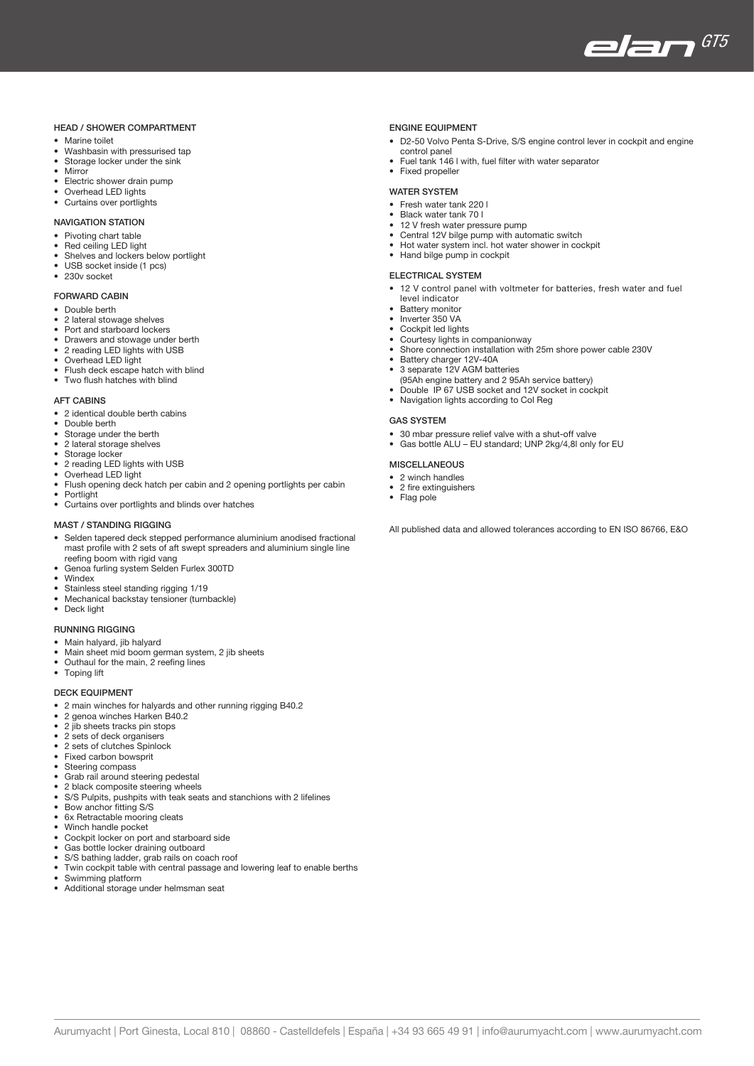### HEAD / SHOWER COMPARTMENT

- Marine toilet
- Washbasin with pressurised tap
- Storage locker under the sink
- Mirror
- Electric shower drain pump
- Overhead LED lights
- Curtains over portlights

### NAVIGATION STATION

- Pivoting chart table
- Red ceiling LED light
- Shelves and lockers below portlight
- USB socket inside (1 pcs)
- 230v socket

### FORWARD CABIN

- Double berth
- 2 lateral stowage shelves
- Port and starboard lockers
- Drawers and stowage under berth
- 2 reading LED lights with USB
- Overhead LED light
- Flush deck escape hatch with blind
- Two flush hatches with blind

### AFT CABINS

- 2 identical double berth cabins
- Double berth
- Storage under the berth
- 2 lateral storage shelves
- Storage locker
- 2 reading LED lights with USB
- Overhead LED light
- Flush opening deck hatch per cabin and 2 opening portlights per cabin
- Portlight
- Curtains over portlights and blinds over hatches

### MAST / STANDING RIGGING

- Selden tapered deck stepped performance aluminium anodised fractional mast profile with 2 sets of aft swept spreaders and aluminium single line reefing boom with rigid vang
- Genoa furling system Selden Furlex 300TD
- Windex
- Stainless steel standing rigging 1/19
- Mechanical backstay tensioner (turnbackle)
- Deck light

### RUNNING RIGGING

- Main halyard, jib halyard
- Main sheet mid boom german system, 2 jib sheets
- Outhaul for the main, 2 reefing lines
- Toping lift

### DECK EQUIPMENT

- 2 main winches for halyards and other running rigging B40.2
- 2 genoa winches Harken B40.2
- 2 jib sheets tracks pin stops
- 2 sets of deck organisers
- 2 sets of clutches Spinlock
- Fixed carbon bowsprit
- Steering compass
- Grab rail around steering pedestal
- 2 black composite steering wheels
- S/S Pulpits, pushpits with teak seats and stanchions with 2 lifelines
- Bow anchor fitting S/S
- 6x Retractable mooring cleats
- Winch handle pocket
- Cockpit locker on port and starboard side
- Gas bottle locker draining outboard
- S/S bathing ladder, grab rails on coach roof
- Twin cockpit table with central passage and lowering leaf to enable berths
- Swimming platform
- Additional storage under helmsman seat

### ENGINE EQUIPMENT

- D2-50 Volvo Penta S-Drive, S/S engine control lever in cockpit and engine control panel
- Fuel tank 146 l with, fuel filter with water separator
- Fixed propeller

### WATER SYSTEM

- Fresh water tank 220 l
- Black water tank 70 l
- 12 V fresh water pressure pump
- Central 12V bilge pump with automatic switch
- Hot water system incl. hot water shower in cockpit
- Hand bilge pump in cockpit

### ELECTRICAL SYSTEM

- 12 V control panel with voltmeter for batteries, fresh water and fuel level indicator
- Battery monitor
- Inverter 350 VA
- Cockpit led lights
- Courtesy lights in companionway
- Shore connection installation with 25m shore power cable 230V
- Battery charger 12V-40A
- 3 separate 12V AGM batteries (95Ah engine battery and 2 95Ah service battery)
- Double IP 67 USB socket and 12V socket in cockpit
- Navigation lights according to Col Reg

### GAS SYSTEM

- 30 mbar pressure relief valve with a shut-off valve
- Gas bottle ALU – EU standard; UNP 2kg/4,8l only for EU

### MISCELLANEOUS

- 2 winch handles
- 2 fire extinguishers
- Flag pole

All published data and allowed tolerances according to EN ISO 86766, E&O

Aurumyacht | Port Ginesta, Local 810 | 08860 - Castelldefels | España | +34 93 665 49 91 | info@aurumyacht.com | www.aurumyacht.com